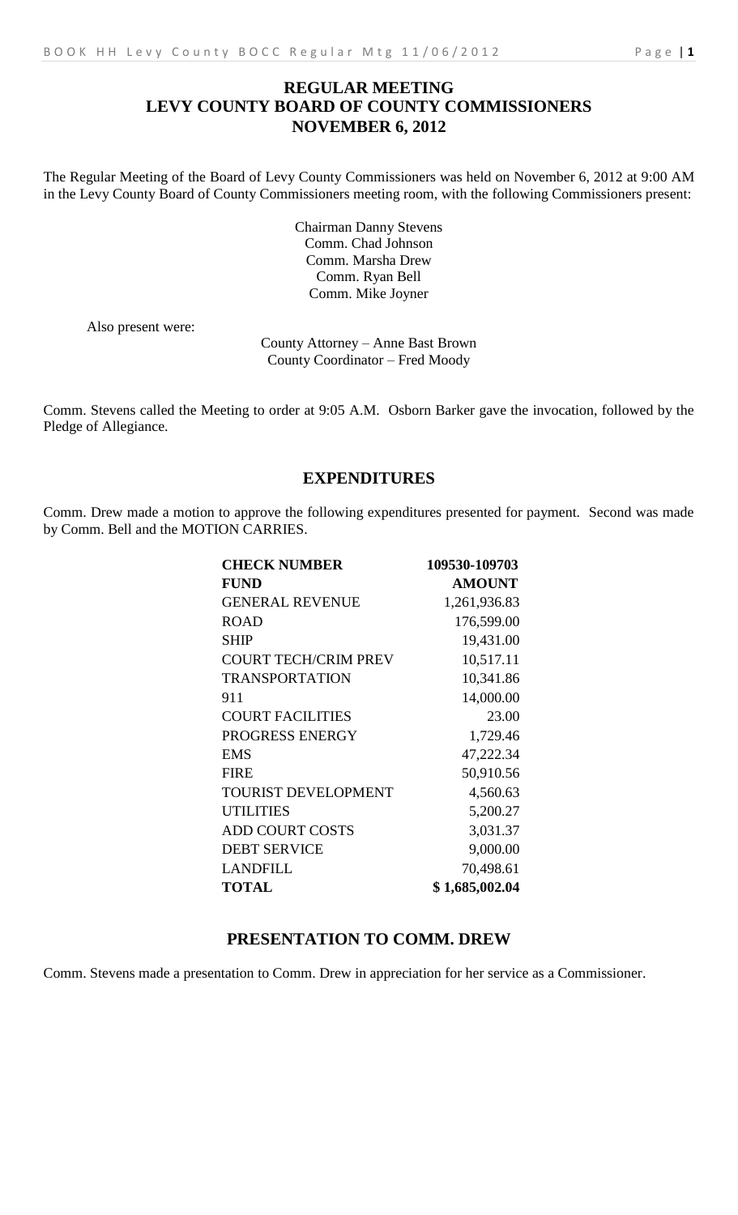# REGULAR MEETING
# LEVY COUNTY BOARD OF COUNTY COMMISSIONERS
# NOVEMBER 6, 2012

The Regular Meeting of the Board of Levy County Commissioners was held on November 6, 2012 at 9:00 AM in the Levy County Board of County Commissioners meeting room, with the following Commissioners present:

Chairman Danny Stevens
Comm. Chad Johnson
Comm. Marsha Drew
Comm. Ryan Bell
Comm. Mike Joyner

Also present were:

County Attorney – Anne Bast Brown
County Coordinator – Fred Moody

Comm. Stevens called the Meeting to order at 9:05 A.M. Osborn Barker gave the invocation, followed by the Pledge of Allegiance.

## EXPENDITURES

Comm. Drew made a motion to approve the following expenditures presented for payment. Second was made by Comm. Bell and the MOTION CARRIES.

| CHECK NUMBER | 109530-109703 |
|---|---|
| **FUND** | **AMOUNT** |
| GENERAL REVENUE | 1,261,936.83 |
| ROAD | 176,599.00 |
| SHIP | 19,431.00 |
| COURT TECH/CRIM PREV | 10,517.11 |
| TRANSPORTATION | 10,341.86 |
| 911 | 14,000.00 |
| COURT FACILITIES | 23.00 |
| PROGRESS ENERGY | 1,729.46 |
| EMS | 47,222.34 |
| FIRE | 50,910.56 |
| TOURIST DEVELOPMENT | 4,560.63 |
| UTILITIES | 5,200.27 |
| ADD COURT COSTS | 3,031.37 |
| DEBT SERVICE | 9,000.00 |
| LANDFILL | 70,498.61 |
| **TOTAL** | **$ 1,685,002.04** |

## PRESENTATION TO COMM. DREW

Comm. Stevens made a presentation to Comm. Drew in appreciation for her service as a Commissioner.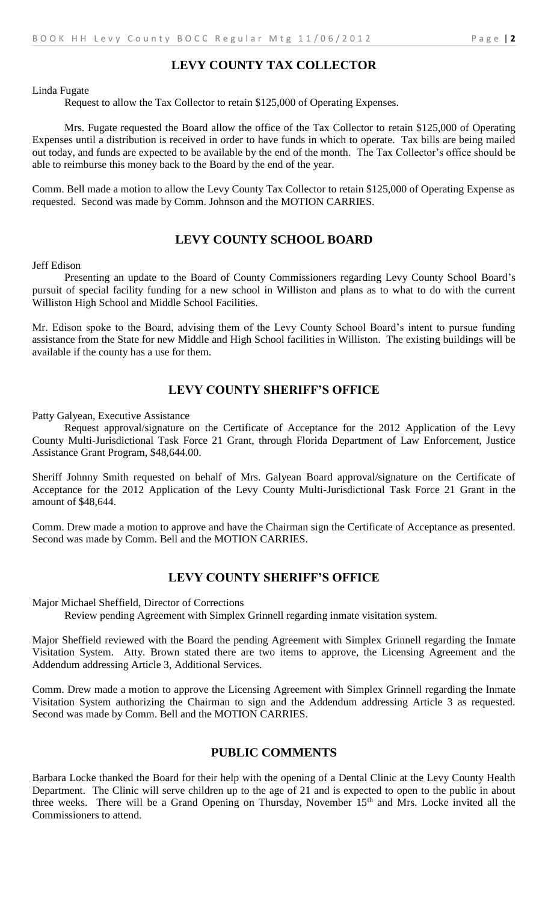## LEVY COUNTY TAX COLLECTOR

Linda Fugate

Request to allow the Tax Collector to retain $125,000 of Operating Expenses.

Mrs. Fugate requested the Board allow the office of the Tax Collector to retain $125,000 of Operating Expenses until a distribution is received in order to have funds in which to operate. Tax bills are being mailed out today, and funds are expected to be available by the end of the month. The Tax Collector's office should be able to reimburse this money back to the Board by the end of the year.

Comm. Bell made a motion to allow the Levy County Tax Collector to retain $125,000 of Operating Expense as requested. Second was made by Comm. Johnson and the MOTION CARRIES.

## LEVY COUNTY SCHOOL BOARD

Jeff Edison

Presenting an update to the Board of County Commissioners regarding Levy County School Board's pursuit of special facility funding for a new school in Williston and plans as to what to do with the current Williston High School and Middle School Facilities.

Mr. Edison spoke to the Board, advising them of the Levy County School Board's intent to pursue funding assistance from the State for new Middle and High School facilities in Williston. The existing buildings will be available if the county has a use for them.

## LEVY COUNTY SHERIFF'S OFFICE

Patty Galyean, Executive Assistance

Request approval/signature on the Certificate of Acceptance for the 2012 Application of the Levy County Multi-Jurisdictional Task Force 21 Grant, through Florida Department of Law Enforcement, Justice Assistance Grant Program, $48,644.00.

Sheriff Johnny Smith requested on behalf of Mrs. Galyean Board approval/signature on the Certificate of Acceptance for the 2012 Application of the Levy County Multi-Jurisdictional Task Force 21 Grant in the amount of $48,644.

Comm. Drew made a motion to approve and have the Chairman sign the Certificate of Acceptance as presented. Second was made by Comm. Bell and the MOTION CARRIES.

## LEVY COUNTY SHERIFF'S OFFICE

Major Michael Sheffield, Director of Corrections

Review pending Agreement with Simplex Grinnell regarding inmate visitation system.

Major Sheffield reviewed with the Board the pending Agreement with Simplex Grinnell regarding the Inmate Visitation System. Atty. Brown stated there are two items to approve, the Licensing Agreement and the Addendum addressing Article 3, Additional Services.

Comm. Drew made a motion to approve the Licensing Agreement with Simplex Grinnell regarding the Inmate Visitation System authorizing the Chairman to sign and the Addendum addressing Article 3 as requested. Second was made by Comm. Bell and the MOTION CARRIES.

## PUBLIC COMMENTS

Barbara Locke thanked the Board for their help with the opening of a Dental Clinic at the Levy County Health Department. The Clinic will serve children up to the age of 21 and is expected to open to the public in about three weeks. There will be a Grand Opening on Thursday, November 15th and Mrs. Locke invited all the Commissioners to attend.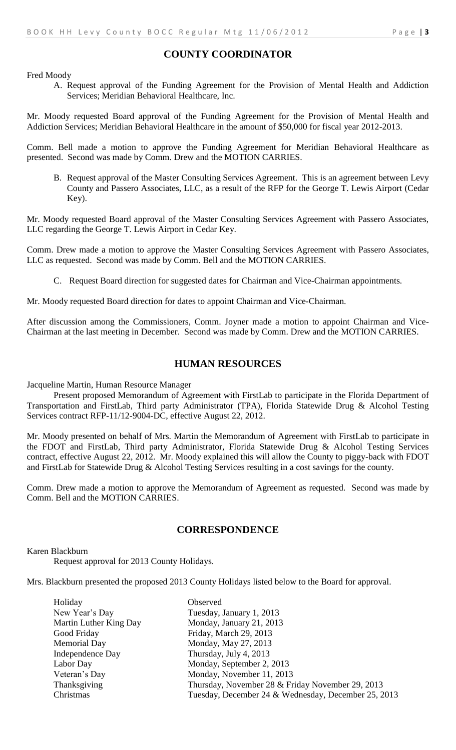## COUNTY COORDINATOR

Fred Moody

A. Request approval of the Funding Agreement for the Provision of Mental Health and Addiction Services; Meridian Behavioral Healthcare, Inc.

Mr. Moody requested Board approval of the Funding Agreement for the Provision of Mental Health and Addiction Services; Meridian Behavioral Healthcare in the amount of $50,000 for fiscal year 2012-2013.

Comm. Bell made a motion to approve the Funding Agreement for Meridian Behavioral Healthcare as presented. Second was made by Comm. Drew and the MOTION CARRIES.

B. Request approval of the Master Consulting Services Agreement. This is an agreement between Levy County and Passero Associates, LLC, as a result of the RFP for the George T. Lewis Airport (Cedar Key).

Mr. Moody requested Board approval of the Master Consulting Services Agreement with Passero Associates, LLC regarding the George T. Lewis Airport in Cedar Key.

Comm. Drew made a motion to approve the Master Consulting Services Agreement with Passero Associates, LLC as requested. Second was made by Comm. Bell and the MOTION CARRIES.

C. Request Board direction for suggested dates for Chairman and Vice-Chairman appointments.

Mr. Moody requested Board direction for dates to appoint Chairman and Vice-Chairman.

After discussion among the Commissioners, Comm. Joyner made a motion to appoint Chairman and Vice-Chairman at the last meeting in December. Second was made by Comm. Drew and the MOTION CARRIES.

## HUMAN RESOURCES

Jacqueline Martin, Human Resource Manager

Present proposed Memorandum of Agreement with FirstLab to participate in the Florida Department of Transportation and FirstLab, Third party Administrator (TPA), Florida Statewide Drug & Alcohol Testing Services contract RFP-11/12-9004-DC, effective August 22, 2012.

Mr. Moody presented on behalf of Mrs. Martin the Memorandum of Agreement with FirstLab to participate in the FDOT and FirstLab, Third party Administrator, Florida Statewide Drug & Alcohol Testing Services contract, effective August 22, 2012. Mr. Moody explained this will allow the County to piggy-back with FDOT and FirstLab for Statewide Drug & Alcohol Testing Services resulting in a cost savings for the county.

Comm. Drew made a motion to approve the Memorandum of Agreement as requested. Second was made by Comm. Bell and the MOTION CARRIES.

## CORRESPONDENCE

Karen Blackburn

Request approval for 2013 County Holidays.

Mrs. Blackburn presented the proposed 2013 County Holidays listed below to the Board for approval.

| Holiday | Observed |
|---|---|
| New Year's Day | Tuesday, January 1, 2013 |
| Martin Luther King Day | Monday, January 21, 2013 |
| Good Friday | Friday, March 29, 2013 |
| Memorial Day | Monday, May 27, 2013 |
| Independence Day | Thursday, July 4, 2013 |
| Labor Day | Monday, September 2, 2013 |
| Veteran's Day | Monday, November 11, 2013 |
| Thanksgiving | Thursday, November 28 & Friday November 29, 2013 |
| Christmas | Tuesday, December 24 & Wednesday, December 25, 2013 |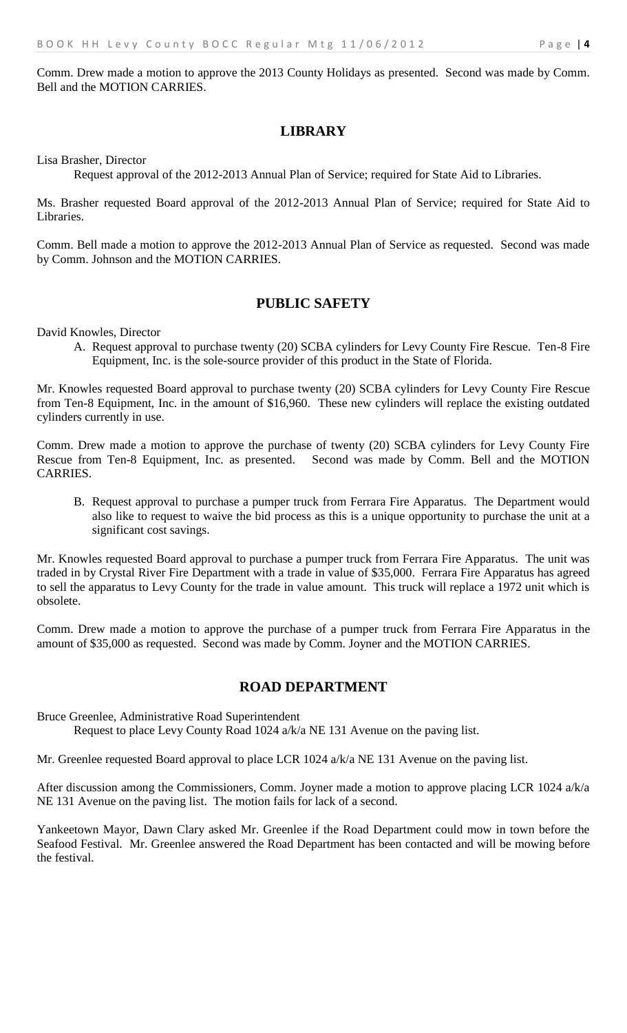Comm. Drew made a motion to approve the 2013 County Holidays as presented. Second was made by Comm. Bell and the MOTION CARRIES.

## LIBRARY

Lisa Brasher, Director

Request approval of the 2012-2013 Annual Plan of Service; required for State Aid to Libraries.

Ms. Brasher requested Board approval of the 2012-2013 Annual Plan of Service; required for State Aid to Libraries.

Comm. Bell made a motion to approve the 2012-2013 Annual Plan of Service as requested. Second was made by Comm. Johnson and the MOTION CARRIES.

## PUBLIC SAFETY

David Knowles, Director

A. Request approval to purchase twenty (20) SCBA cylinders for Levy County Fire Rescue. Ten-8 Fire Equipment, Inc. is the sole-source provider of this product in the State of Florida.

Mr. Knowles requested Board approval to purchase twenty (20) SCBA cylinders for Levy County Fire Rescue from Ten-8 Equipment, Inc. in the amount of $16,960. These new cylinders will replace the existing outdated cylinders currently in use.

Comm. Drew made a motion to approve the purchase of twenty (20) SCBA cylinders for Levy County Fire Rescue from Ten-8 Equipment, Inc. as presented. Second was made by Comm. Bell and the MOTION CARRIES.

B. Request approval to purchase a pumper truck from Ferrara Fire Apparatus. The Department would also like to request to waive the bid process as this is a unique opportunity to purchase the unit at a significant cost savings.

Mr. Knowles requested Board approval to purchase a pumper truck from Ferrara Fire Apparatus. The unit was traded in by Crystal River Fire Department with a trade in value of $35,000. Ferrara Fire Apparatus has agreed to sell the apparatus to Levy County for the trade in value amount. This truck will replace a 1972 unit which is obsolete.

Comm. Drew made a motion to approve the purchase of a pumper truck from Ferrara Fire Apparatus in the amount of $35,000 as requested. Second was made by Comm. Joyner and the MOTION CARRIES.

## ROAD DEPARTMENT

Bruce Greenlee, Administrative Road Superintendent

Request to place Levy County Road 1024 a/k/a NE 131 Avenue on the paving list.

Mr. Greenlee requested Board approval to place LCR 1024 a/k/a NE 131 Avenue on the paving list.

After discussion among the Commissioners, Comm. Joyner made a motion to approve placing LCR 1024 a/k/a NE 131 Avenue on the paving list. The motion fails for lack of a second.

Yankeetown Mayor, Dawn Clary asked Mr. Greenlee if the Road Department could mow in town before the Seafood Festival. Mr. Greenlee answered the Road Department has been contacted and will be mowing before the festival.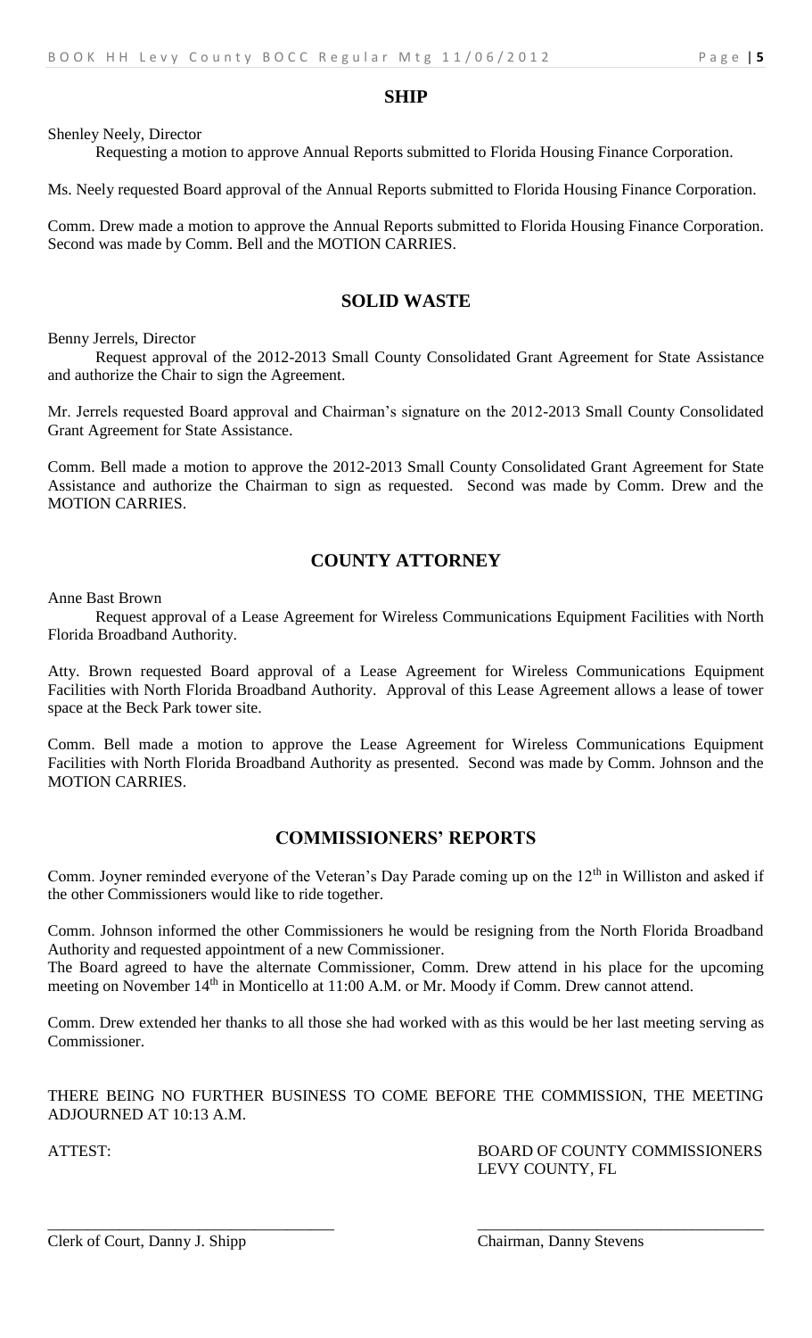## SHIP

Shenley Neely, Director

Requesting a motion to approve Annual Reports submitted to Florida Housing Finance Corporation.

Ms. Neely requested Board approval of the Annual Reports submitted to Florida Housing Finance Corporation.

Comm. Drew made a motion to approve the Annual Reports submitted to Florida Housing Finance Corporation. Second was made by Comm. Bell and the MOTION CARRIES.

## SOLID WASTE

Benny Jerrels, Director

Request approval of the 2012-2013 Small County Consolidated Grant Agreement for State Assistance and authorize the Chair to sign the Agreement.

Mr. Jerrels requested Board approval and Chairman's signature on the 2012-2013 Small County Consolidated Grant Agreement for State Assistance.

Comm. Bell made a motion to approve the 2012-2013 Small County Consolidated Grant Agreement for State Assistance and authorize the Chairman to sign as requested. Second was made by Comm. Drew and the MOTION CARRIES.

## COUNTY ATTORNEY

Anne Bast Brown

Request approval of a Lease Agreement for Wireless Communications Equipment Facilities with North Florida Broadband Authority.

Atty. Brown requested Board approval of a Lease Agreement for Wireless Communications Equipment Facilities with North Florida Broadband Authority. Approval of this Lease Agreement allows a lease of tower space at the Beck Park tower site.

Comm. Bell made a motion to approve the Lease Agreement for Wireless Communications Equipment Facilities with North Florida Broadband Authority as presented. Second was made by Comm. Johnson and the MOTION CARRIES.

## COMMISSIONERS' REPORTS

Comm. Joyner reminded everyone of the Veteran's Day Parade coming up on the 12th in Williston and asked if the other Commissioners would like to ride together.

Comm. Johnson informed the other Commissioners he would be resigning from the North Florida Broadband Authority and requested appointment of a new Commissioner.

The Board agreed to have the alternate Commissioner, Comm. Drew attend in his place for the upcoming meeting on November 14th in Monticello at 11:00 A.M. or Mr. Moody if Comm. Drew cannot attend.

Comm. Drew extended her thanks to all those she had worked with as this would be her last meeting serving as Commissioner.

THERE BEING NO FURTHER BUSINESS TO COME BEFORE THE COMMISSION, THE MEETING ADJOURNED AT 10:13 A.M.

ATTEST:

BOARD OF COUNTY COMMISSIONERS
LEVY COUNTY, FL

\_\_\_\_\_\_\_\_\_\_\_\_\_\_\_\_\_\_\_\_\_\_\_\_\_\_\_\_\_\_\_\_\_\_\_\_
Clerk of Court, Danny J. Shipp

\_\_\_\_\_\_\_\_\_\_\_\_\_\_\_\_\_\_\_\_\_\_\_\_\_\_\_\_\_\_\_\_\_\_\_\_
Chairman, Danny Stevens